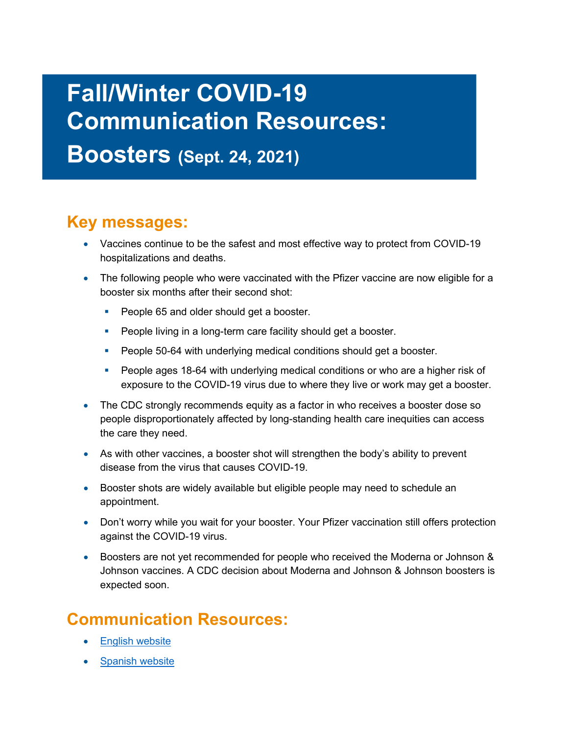# Fall/Winter COVID-19 Communication Resources: Boosters (Sept. 24, 2021)

## Key messages:

- Vaccines continue to be the safest and most effective way to protect from COVID-19 hospitalizations and deaths.
- The following people who were vaccinated with the Pfizer vaccine are now eligible for a booster six months after their second shot:
  - People 65 and older should get a booster.
  - People living in a long-term care facility should get a booster.
  - People 50-64 with underlying medical conditions should get a booster.
  - People ages 18-64 with underlying medical conditions or who are a higher risk of exposure to the COVID-19 virus due to where they live or work may get a booster.
- The CDC strongly recommends equity as a factor in who receives a booster dose so people disproportionately affected by long-standing health care inequities can access the care they need.
- As with other vaccines, a booster shot will strengthen the body's ability to prevent disease from the virus that causes COVID-19.
- Booster shots are widely available but eligible people may need to schedule an appointment.
- Don't worry while you wait for your booster. Your Pfizer vaccination still offers protection against the COVID-19 virus.
- Boosters are not yet recommended for people who received the Moderna or Johnson & Johnson vaccines. A CDC decision about Moderna and Johnson & Johnson boosters is expected soon.

## Communication Resources:

- English website
- Spanish website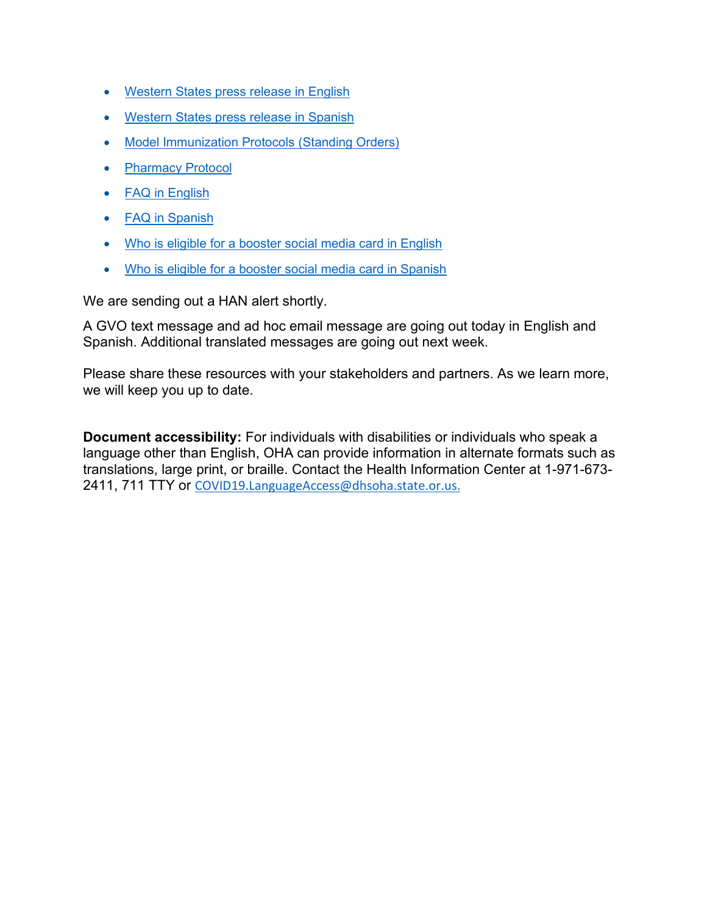- Western States press release in English
- Western States press release in Spanish
- Model Immunization Protocols (Standing Orders)
- Pharmacy Protocol
- FAQ in English
- FAQ in Spanish
- Who is eligible for a booster social media card in English
- Who is eligible for a booster social media card in Spanish

We are sending out a HAN alert shortly.

A GVO text message and ad hoc email message are going out today in English and Spanish. Additional translated messages are going out next week.

Please share these resources with your stakeholders and partners. As we learn more, we will keep you up to date.

**Document accessibility:** For individuals with disabilities or individuals who speak a language other than English, OHA can provide information in alternate formats such as translations, large print, or braille. Contact the Health Information Center at 1-971-673-2411, 711 TTY or COVID19.LanguageAccess@dhsoha.state.or.us.